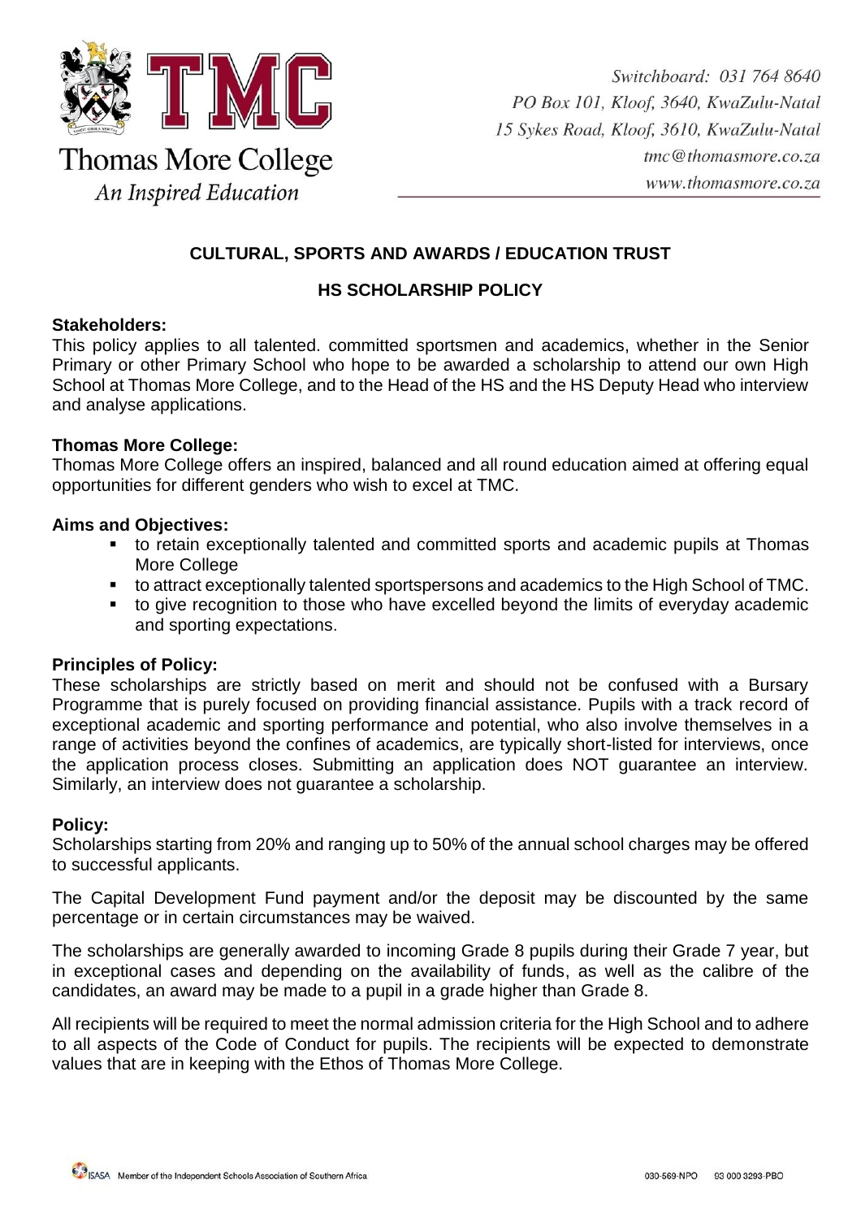Thomas More College
*An Inspired Education*

*Switchboard: 031 764 8640*
*PO Box 101, Kloof, 3640, KwaZulu-Natal*
*15 Sykes Road, Kloof, 3610, KwaZulu-Natal*
*tmc@thomasmore.co.za*
*www.thomasmore.co.za*

## CULTURAL, SPORTS AND AWARDS / EDUCATION TRUST

## HS SCHOLARSHIP POLICY

**Stakeholders:**
This policy applies to all talented. committed sportsmen and academics, whether in the Senior Primary or other Primary School who hope to be awarded a scholarship to attend our own High School at Thomas More College, and to the Head of the HS and the HS Deputy Head who interview and analyse applications.

**Thomas More College:**
Thomas More College offers an inspired, balanced and all round education aimed at offering equal opportunities for different genders who wish to excel at TMC.

**Aims and Objectives:**

- to retain exceptionally talented and committed sports and academic pupils at Thomas More College
- to attract exceptionally talented sportspersons and academics to the High School of TMC.
- to give recognition to those who have excelled beyond the limits of everyday academic and sporting expectations.

**Principles of Policy:**
These scholarships are strictly based on merit and should not be confused with a Bursary Programme that is purely focused on providing financial assistance. Pupils with a track record of exceptional academic and sporting performance and potential, who also involve themselves in a range of activities beyond the confines of academics, are typically short-listed for interviews, once the application process closes. Submitting an application does NOT guarantee an interview. Similarly, an interview does not guarantee a scholarship.

**Policy:**
Scholarships starting from 20% and ranging up to 50% of the annual school charges may be offered to successful applicants.

The Capital Development Fund payment and/or the deposit may be discounted by the same percentage or in certain circumstances may be waived.

The scholarships are generally awarded to incoming Grade 8 pupils during their Grade 7 year, but in exceptional cases and depending on the availability of funds, as well as the calibre of the candidates, an award may be made to a pupil in a grade higher than Grade 8.

All recipients will be required to meet the normal admission criteria for the High School and to adhere to all aspects of the Code of Conduct for pupils. The recipients will be expected to demonstrate values that are in keeping with the Ethos of Thomas More College.

ISASA Member of the Independent Schools Association of Southern Africa

030-569-NPO 93 000 3293-PBO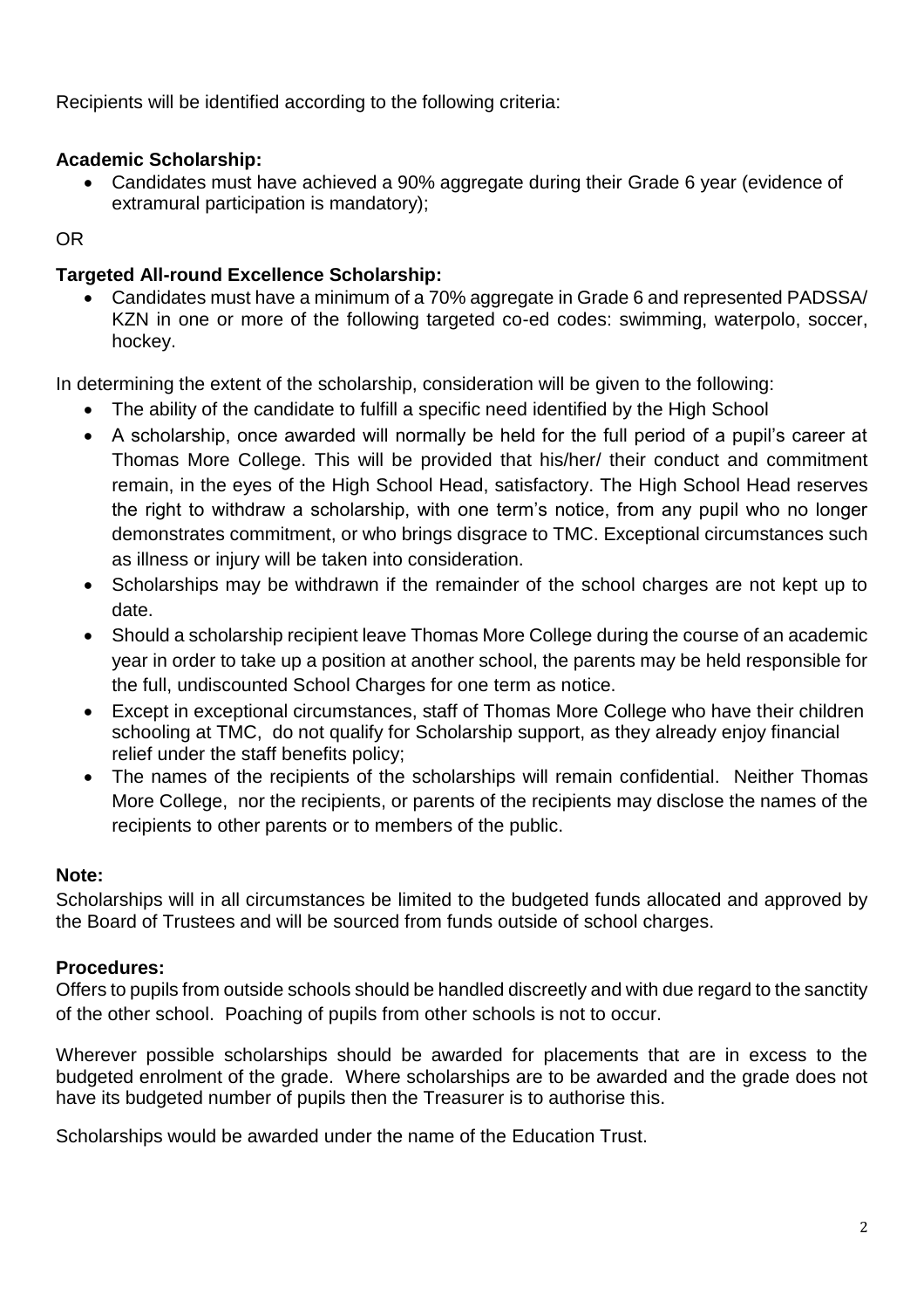Recipients will be identified according to the following criteria:

**Academic Scholarship:**

- Candidates must have achieved a 90% aggregate during their Grade 6 year (evidence of extramural participation is mandatory);

OR

**Targeted All-round Excellence Scholarship:**

- Candidates must have a minimum of a 70% aggregate in Grade 6 and represented PADSSA/ KZN in one or more of the following targeted co-ed codes: swimming, waterpolo, soccer, hockey.

In determining the extent of the scholarship, consideration will be given to the following:

- The ability of the candidate to fulfill a specific need identified by the High School
- A scholarship, once awarded will normally be held for the full period of a pupil's career at Thomas More College. This will be provided that his/her/ their conduct and commitment remain, in the eyes of the High School Head, satisfactory. The High School Head reserves the right to withdraw a scholarship, with one term's notice, from any pupil who no longer demonstrates commitment, or who brings disgrace to TMC. Exceptional circumstances such as illness or injury will be taken into consideration.
- Scholarships may be withdrawn if the remainder of the school charges are not kept up to date.
- Should a scholarship recipient leave Thomas More College during the course of an academic year in order to take up a position at another school, the parents may be held responsible for the full, undiscounted School Charges for one term as notice.
- Except in exceptional circumstances, staff of Thomas More College who have their children schooling at TMC, do not qualify for Scholarship support, as they already enjoy financial relief under the staff benefits policy;
- The names of the recipients of the scholarships will remain confidential. Neither Thomas More College, nor the recipients, or parents of the recipients may disclose the names of the recipients to other parents or to members of the public.

**Note:**

Scholarships will in all circumstances be limited to the budgeted funds allocated and approved by the Board of Trustees and will be sourced from funds outside of school charges.

**Procedures:**

Offers to pupils from outside schools should be handled discreetly and with due regard to the sanctity of the other school. Poaching of pupils from other schools is not to occur.

Wherever possible scholarships should be awarded for placements that are in excess to the budgeted enrolment of the grade. Where scholarships are to be awarded and the grade does not have its budgeted number of pupils then the Treasurer is to authorise this.

Scholarships would be awarded under the name of the Education Trust.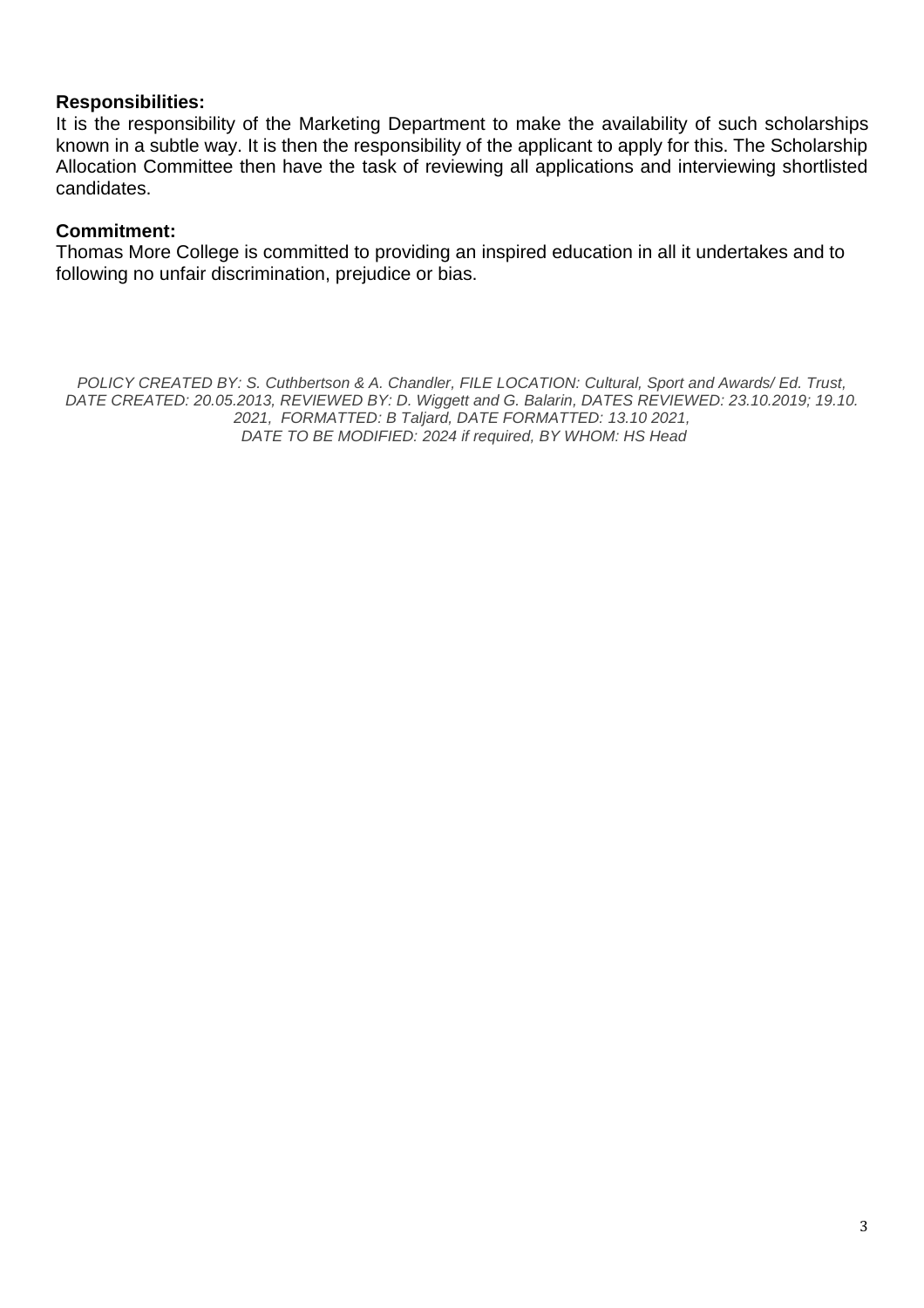**Responsibilities:**
It is the responsibility of the Marketing Department to make the availability of such scholarships known in a subtle way. It is then the responsibility of the applicant to apply for this. The Scholarship Allocation Committee then have the task of reviewing all applications and interviewing shortlisted candidates.

**Commitment:**
Thomas More College is committed to providing an inspired education in all it undertakes and to following no unfair discrimination, prejudice or bias.

*POLICY CREATED BY: S. Cuthbertson & A. Chandler, FILE LOCATION: Cultural, Sport and Awards/ Ed. Trust, DATE CREATED: 20.05.2013, REVIEWED BY: D. Wiggett and G. Balarin, DATES REVIEWED: 23.10.2019; 19.10. 2021, FORMATTED: B Taljard, DATE FORMATTED: 13.10 2021, DATE TO BE MODIFIED: 2024 if required, BY WHOM: HS Head*